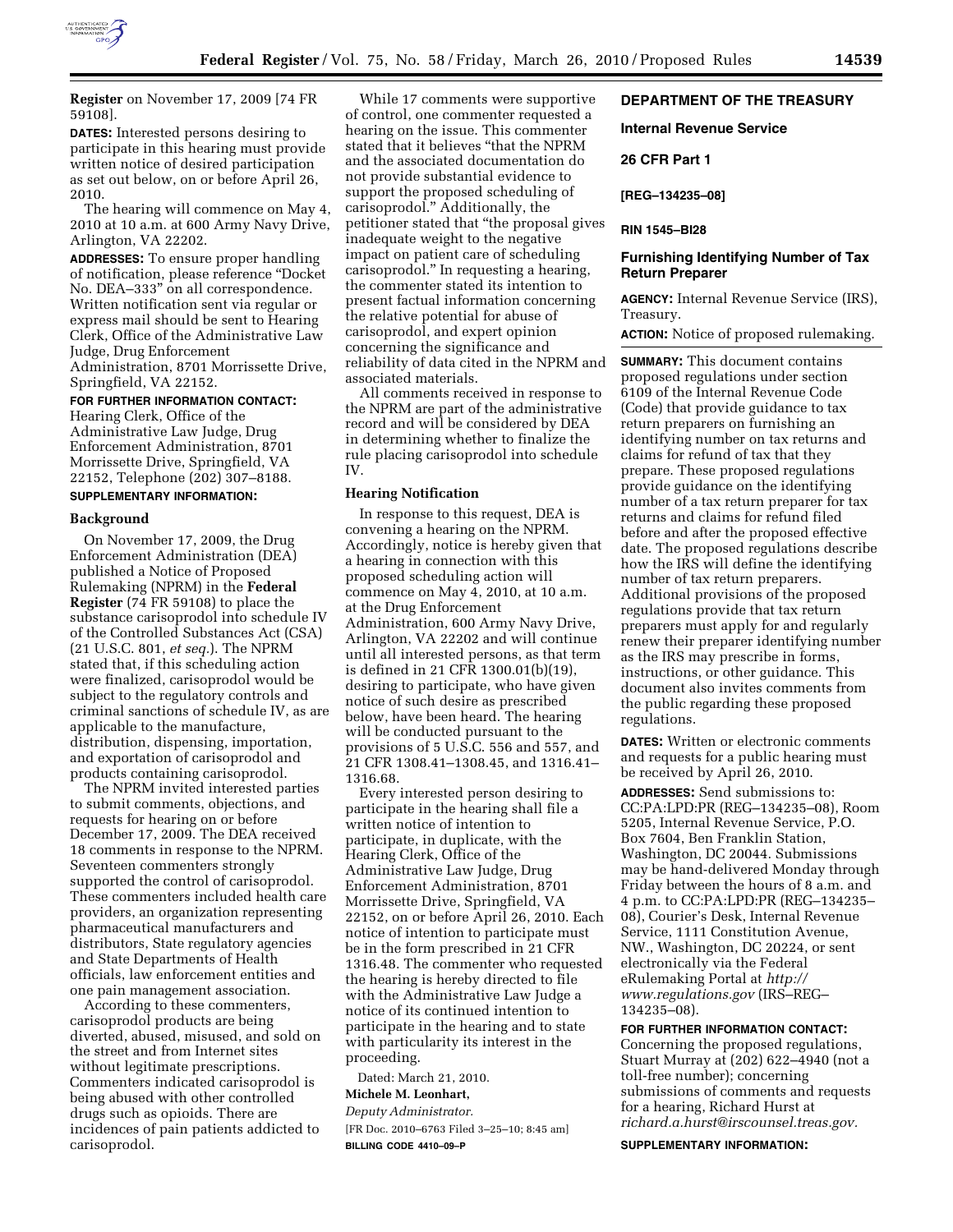**Register** on November 17, 2009 [74 FR 59108].

**DATES:** Interested persons desiring to participate in this hearing must provide written notice of desired participation as set out below, on or before April 26, 2010.

The hearing will commence on May 4, 2010 at 10 a.m. at 600 Army Navy Drive, Arlington, VA 22202.

**ADDRESSES:** To ensure proper handling of notification, please reference "Docket No. DEA–333" on all correspondence. Written notification sent via regular or express mail should be sent to Hearing Clerk, Office of the Administrative Law Judge, Drug Enforcement Administration, 8701 Morrissette Drive, Springfield, VA 22152.

**FOR FURTHER INFORMATION CONTACT:** Hearing Clerk, Office of the Administrative Law Judge, Drug Enforcement Administration, 8701 Morrissette Drive, Springfield, VA 22152, Telephone (202) 307–8188.

**SUPPLEMENTARY INFORMATION:**

## Background

On November 17, 2009, the Drug Enforcement Administration (DEA) published a Notice of Proposed Rulemaking (NPRM) in the **Federal Register** (74 FR 59108) to place the substance carisoprodol into schedule IV of the Controlled Substances Act (CSA) (21 U.S.C. 801, *et seq.*). The NPRM stated that, if this scheduling action were finalized, carisoprodol would be subject to the regulatory controls and criminal sanctions of schedule IV, as are applicable to the manufacture, distribution, dispensing, importation, and exportation of carisoprodol and products containing carisoprodol.

The NPRM invited interested parties to submit comments, objections, and requests for hearing on or before December 17, 2009. The DEA received 18 comments in response to the NPRM. Seventeen commenters strongly supported the control of carisoprodol. These commenters included health care providers, an organization representing pharmaceutical manufacturers and distributors, State regulatory agencies and State Departments of Health officials, law enforcement entities and one pain management association.

According to these commenters, carisoprodol products are being diverted, abused, misused, and sold on the street and from Internet sites without legitimate prescriptions. Commenters indicated carisoprodol is being abused with other controlled drugs such as opioids. There are incidences of pain patients addicted to carisoprodol.

While 17 comments were supportive of control, one commenter requested a hearing on the issue. This commenter stated that it believes "that the NPRM and the associated documentation do not provide substantial evidence to support the proposed scheduling of carisoprodol." Additionally, the petitioner stated that "the proposal gives inadequate weight to the negative impact on patient care of scheduling carisoprodol." In requesting a hearing, the commenter stated its intention to present factual information concerning the relative potential for abuse of carisoprodol, and expert opinion concerning the significance and reliability of data cited in the NPRM and associated materials.

All comments received in response to the NPRM are part of the administrative record and will be considered by DEA in determining whether to finalize the rule placing carisoprodol into schedule IV.

## Hearing Notification

In response to this request, DEA is convening a hearing on the NPRM. Accordingly, notice is hereby given that a hearing in connection with this proposed scheduling action will commence on May 4, 2010, at 10 a.m. at the Drug Enforcement Administration, 600 Army Navy Drive, Arlington, VA 22202 and will continue until all interested persons, as that term is defined in 21 CFR 1300.01(b)(19), desiring to participate, who have given notice of such desire as prescribed below, have been heard. The hearing will be conducted pursuant to the provisions of 5 U.S.C. 556 and 557, and 21 CFR 1308.41–1308.45, and 1316.41–1316.68.

Every interested person desiring to participate in the hearing shall file a written notice of intention to participate, in duplicate, with the Hearing Clerk, Office of the Administrative Law Judge, Drug Enforcement Administration, 8701 Morrissette Drive, Springfield, VA 22152, on or before April 26, 2010. Each notice of intention to participate must be in the form prescribed in 21 CFR 1316.48. The commenter who requested the hearing is hereby directed to file with the Administrative Law Judge a notice of its continued intention to participate in the hearing and to state with particularity its interest in the proceeding.

Dated: March 21, 2010.

**Michele M. Leonhart,**

*Deputy Administrator.*

[FR Doc. 2010–6763 Filed 3–25–10; 8:45 am]

**BILLING CODE 4410–09–P**

---

## DEPARTMENT OF THE TREASURY

## Internal Revenue Service

## 26 CFR Part 1

**[REG–134235–08]**

**RIN 1545–BI28**

## Furnishing Identifying Number of Tax Return Preparer

**AGENCY:** Internal Revenue Service (IRS), Treasury.

**ACTION:** Notice of proposed rulemaking.

**SUMMARY:** This document contains proposed regulations under section 6109 of the Internal Revenue Code (Code) that provide guidance to tax return preparers on furnishing an identifying number on tax returns and claims for refund of tax that they prepare. These proposed regulations provide guidance on the identifying number of a tax return preparer for tax returns and claims for refund filed before and after the proposed effective date. The proposed regulations describe how the IRS will define the identifying number of tax return preparers. Additional provisions of the proposed regulations provide that tax return preparers must apply for and regularly renew their preparer identifying number as the IRS may prescribe in forms, instructions, or other guidance. This document also invites comments from the public regarding these proposed regulations.

**DATES:** Written or electronic comments and requests for a public hearing must be received by April 26, 2010.

**ADDRESSES:** Send submissions to: CC:PA:LPD:PR (REG–134235–08), Room 5205, Internal Revenue Service, P.O. Box 7604, Ben Franklin Station, Washington, DC 20044. Submissions may be hand-delivered Monday through Friday between the hours of 8 a.m. and 4 p.m. to CC:PA:LPD:PR (REG–134235–08), Courier's Desk, Internal Revenue Service, 1111 Constitution Avenue, NW., Washington, DC 20224, or sent electronically via the Federal eRulemaking Portal at *http://www.regulations.gov* (IRS–REG–134235–08).

**FOR FURTHER INFORMATION CONTACT:** Concerning the proposed regulations, Stuart Murray at (202) 622–4940 (not a toll-free number); concerning submissions of comments and requests for a hearing, Richard Hurst at *richard.a.hurst@irscounsel.treas.gov*.

**SUPPLEMENTARY INFORMATION:**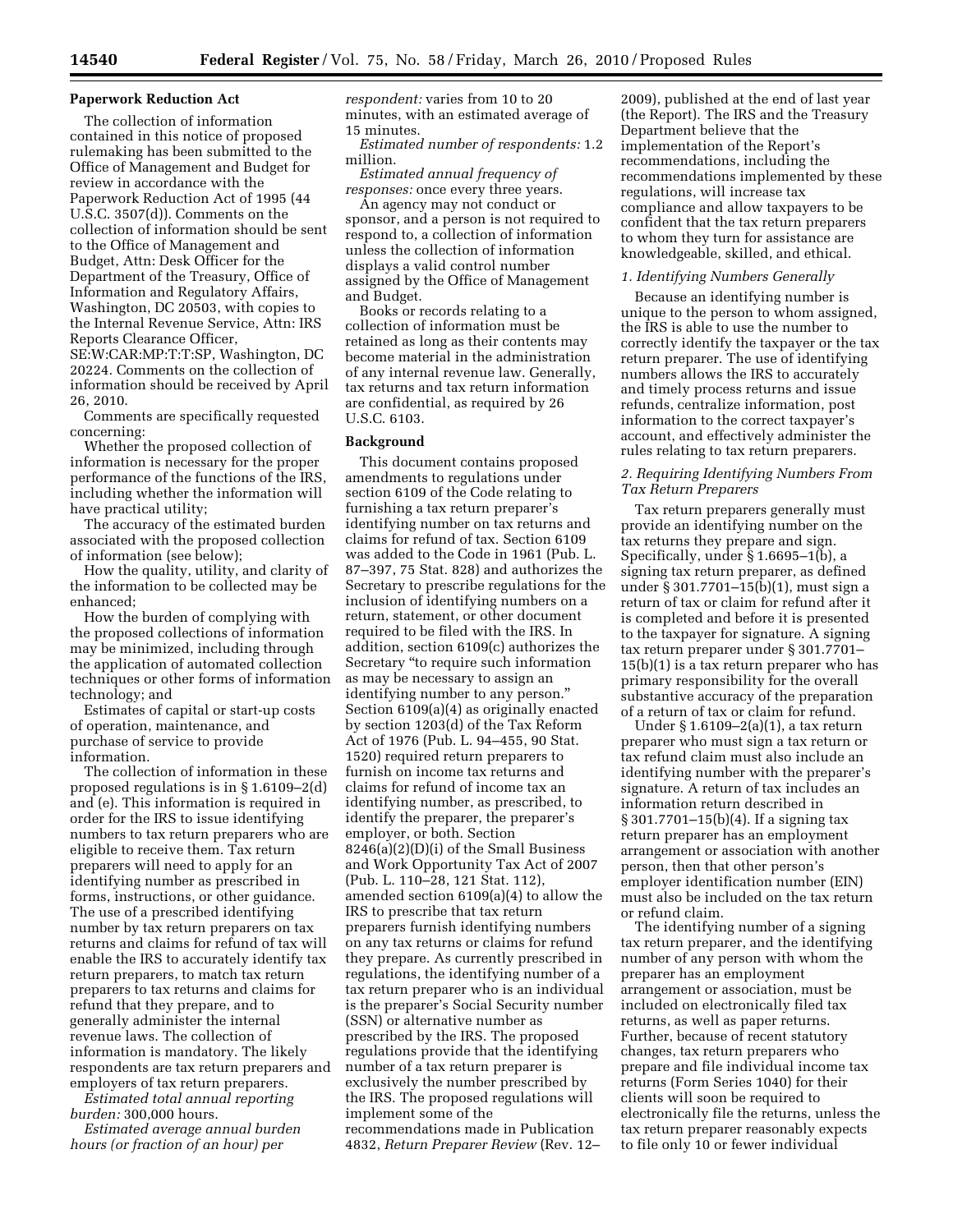## Paperwork Reduction Act

The collection of information contained in this notice of proposed rulemaking has been submitted to the Office of Management and Budget for review in accordance with the Paperwork Reduction Act of 1995 (44 U.S.C. 3507(d)). Comments on the collection of information should be sent to the Office of Management and Budget, Attn: Desk Officer for the Department of the Treasury, Office of Information and Regulatory Affairs, Washington, DC 20503, with copies to the Internal Revenue Service, Attn: IRS Reports Clearance Officer, SE:W:CAR:MP:T:T:SP, Washington, DC 20224. Comments on the collection of information should be received by April 26, 2010.

Comments are specifically requested concerning:

Whether the proposed collection of information is necessary for the proper performance of the functions of the IRS, including whether the information will have practical utility;

The accuracy of the estimated burden associated with the proposed collection of information (see below);

How the quality, utility, and clarity of the information to be collected may be enhanced;

How the burden of complying with the proposed collections of information may be minimized, including through the application of automated collection techniques or other forms of information technology; and

Estimates of capital or start-up costs of operation, maintenance, and purchase of service to provide information.

The collection of information in these proposed regulations is in § 1.6109–2(d) and (e). This information is required in order for the IRS to issue identifying numbers to tax return preparers who are eligible to receive them. Tax return preparers will need to apply for an identifying number as prescribed in forms, instructions, or other guidance. The use of a prescribed identifying number by tax return preparers on tax returns and claims for refund of tax will enable the IRS to accurately identify tax return preparers, to match tax return preparers to tax returns and claims for refund that they prepare, and to generally administer the internal revenue laws. The collection of information is mandatory. The likely respondents are tax return preparers and employers of tax return preparers.

*Estimated total annual reporting burden:* 300,000 hours.

*Estimated average annual burden hours (or fraction of an hour) per respondent:* varies from 10 to 20 minutes, with an estimated average of 15 minutes.

*Estimated number of respondents:* 1.2 million.

*Estimated annual frequency of responses:* once every three years.

An agency may not conduct or sponsor, and a person is not required to respond to, a collection of information unless the collection of information displays a valid control number assigned by the Office of Management and Budget.

Books or records relating to a collection of information must be retained as long as their contents may become material in the administration of any internal revenue law. Generally, tax returns and tax return information are confidential, as required by 26 U.S.C. 6103.

## Background

This document contains proposed amendments to regulations under section 6109 of the Code relating to furnishing a tax return preparer's identifying number on tax returns and claims for refund of tax. Section 6109 was added to the Code in 1961 (Pub. L. 87–397, 75 Stat. 828) and authorizes the Secretary to prescribe regulations for the inclusion of identifying numbers on a return, statement, or other document required to be filed with the IRS. In addition, section 6109(c) authorizes the Secretary "to require such information as may be necessary to assign an identifying number to any person." Section 6109(a)(4) as originally enacted by section 1203(d) of the Tax Reform Act of 1976 (Pub. L. 94–455, 90 Stat. 1520) required return preparers to furnish on income tax returns and claims for refund of income tax an identifying number, as prescribed, to identify the preparer, the preparer's employer, or both. Section 8246(a)(2)(D)(i) of the Small Business and Work Opportunity Tax Act of 2007 (Pub. L. 110–28, 121 Stat. 112), amended section 6109(a)(4) to allow the IRS to prescribe that tax return preparers furnish identifying numbers on any tax returns or claims for refund they prepare. As currently prescribed in regulations, the identifying number of a tax return preparer who is an individual is the preparer's Social Security number (SSN) or alternative number as prescribed by the IRS. The proposed regulations provide that the identifying number of a tax return preparer is exclusively the number prescribed by the IRS. The proposed regulations will implement some of the recommendations made in Publication 4832, *Return Preparer Review* (Rev. 12–2009), published at the end of last year (the Report). The IRS and the Treasury Department believe that the implementation of the Report's recommendations, including the recommendations implemented by these regulations, will increase tax compliance and allow taxpayers to be confident that the tax return preparers to whom they turn for assistance are knowledgeable, skilled, and ethical.

### *1. Identifying Numbers Generally*

Because an identifying number is unique to the person to whom assigned, the IRS is able to use the number to correctly identify the taxpayer or the tax return preparer. The use of identifying numbers allows the IRS to accurately and timely process returns and issue refunds, centralize information, post information to the correct taxpayer's account, and effectively administer the rules relating to tax return preparers.

### *2. Requiring Identifying Numbers From Tax Return Preparers*

Tax return preparers generally must provide an identifying number on the tax returns they prepare and sign. Specifically, under § 1.6695–1(b), a signing tax return preparer, as defined under § 301.7701–15(b)(1), must sign a return of tax or claim for refund after it is completed and before it is presented to the taxpayer for signature. A signing tax return preparer under § 301.7701–15(b)(1) is a tax return preparer who has primary responsibility for the overall substantive accuracy of the preparation of a return of tax or claim for refund.

Under § 1.6109–2(a)(1), a tax return preparer who must sign a tax return or tax refund claim must also include an identifying number with the preparer's signature. A return of tax includes an information return described in § 301.7701–15(b)(4). If a signing tax return preparer has an employment arrangement or association with another person, then that other person's employer identification number (EIN) must also be included on the tax return or refund claim.

The identifying number of a signing tax return preparer, and the identifying number of any person with whom the preparer has an employment arrangement or association, must be included on electronically filed tax returns, as well as paper returns. Further, because of recent statutory changes, tax return preparers who prepare and file individual income tax returns (Form Series 1040) for their clients will soon be required to electronically file the returns, unless the tax return preparer reasonably expects to file only 10 or fewer individual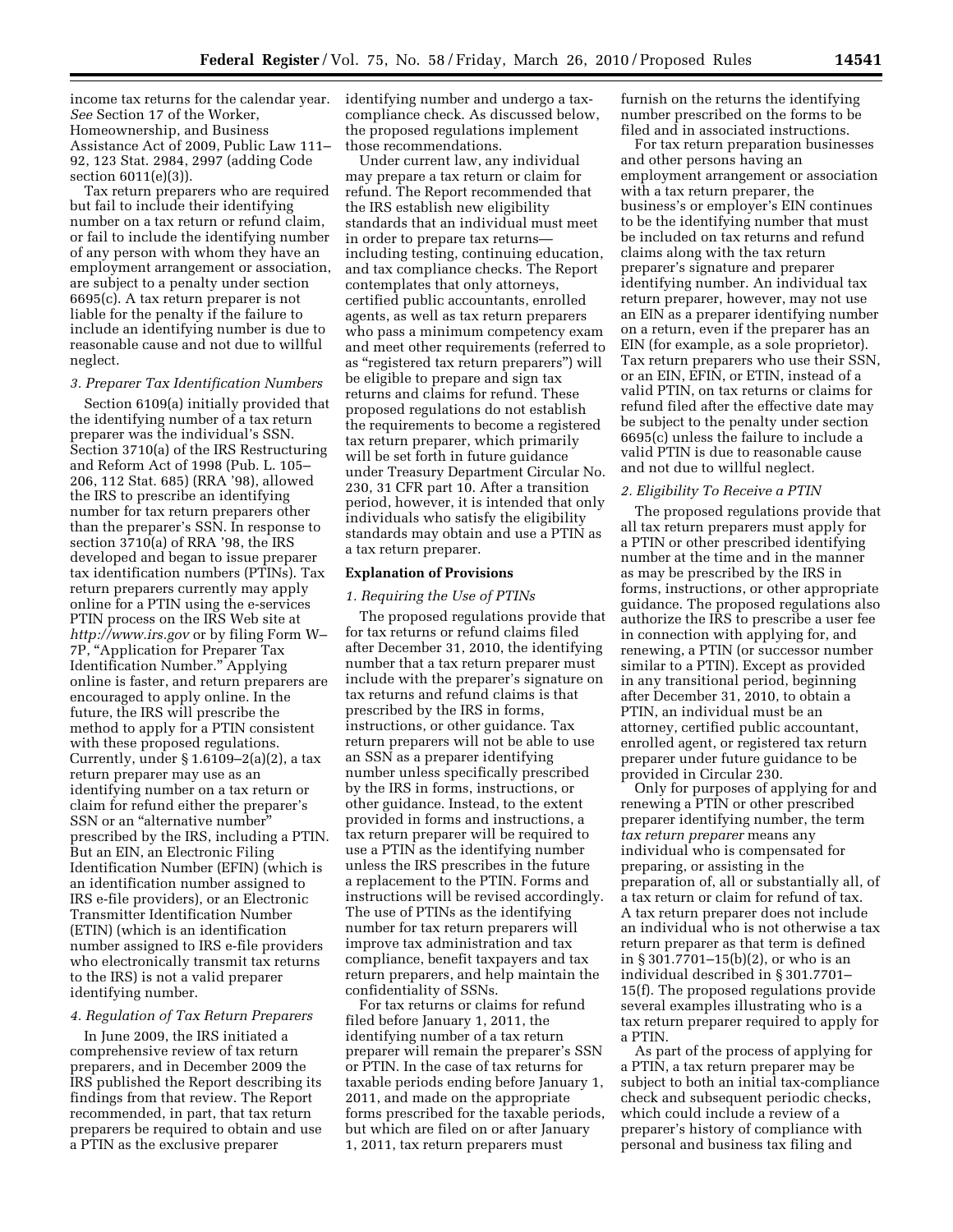income tax returns for the calendar year. *See* Section 17 of the Worker, Homeownership, and Business Assistance Act of 2009, Public Law 111–92, 123 Stat. 2984, 2997 (adding Code section 6011(e)(3)).

Tax return preparers who are required but fail to include their identifying number on a tax return or refund claim, or fail to include the identifying number of any person with whom they have an employment arrangement or association, are subject to a penalty under section 6695(c). A tax return preparer is not liable for the penalty if the failure to include an identifying number is due to reasonable cause and not due to willful neglect.

*3. Preparer Tax Identification Numbers*

Section 6109(a) initially provided that the identifying number of a tax return preparer was the individual's SSN. Section 3710(a) of the IRS Restructuring and Reform Act of 1998 (Pub. L. 105–206, 112 Stat. 685) (RRA '98), allowed the IRS to prescribe an identifying number for tax return preparers other than the preparer's SSN. In response to section 3710(a) of RRA '98, the IRS developed and began to issue preparer tax identification numbers (PTINs). Tax return preparers currently may apply online for a PTIN using the e-services PTIN process on the IRS Web site at *http://www.irs.gov* or by filing Form W–7P, "Application for Preparer Tax Identification Number." Applying online is faster, and return preparers are encouraged to apply online. In the future, the IRS will prescribe the method to apply for a PTIN consistent with these proposed regulations. Currently, under § 1.6109–2(a)(2), a tax return preparer may use as an identifying number on a tax return or claim for refund either the preparer's SSN or an "alternative number" prescribed by the IRS, including a PTIN. But an EIN, an Electronic Filing Identification Number (EFIN) (which is an identification number assigned to IRS e-file providers), or an Electronic Transmitter Identification Number (ETIN) (which is an identification number assigned to IRS e-file providers who electronically transmit tax returns to the IRS) is not a valid preparer identifying number.

*4. Regulation of Tax Return Preparers*

In June 2009, the IRS initiated a comprehensive review of tax return preparers, and in December 2009 the IRS published the Report describing its findings from that review. The Report recommended, in part, that tax return preparers be required to obtain and use a PTIN as the exclusive preparer identifying number and undergo a tax-compliance check. As discussed below, the proposed regulations implement those recommendations.

Under current law, any individual may prepare a tax return or claim for refund. The Report recommended that the IRS establish new eligibility standards that an individual must meet in order to prepare tax returns—including testing, continuing education, and tax compliance checks. The Report contemplates that only attorneys, certified public accountants, enrolled agents, as well as tax return preparers who pass a minimum competency exam and meet other requirements (referred to as "registered tax return preparers") will be eligible to prepare and sign tax returns and claims for refund. These proposed regulations do not establish the requirements to become a registered tax return preparer, which primarily will be set forth in future guidance under Treasury Department Circular No. 230, 31 CFR part 10. After a transition period, however, it is intended that only individuals who satisfy the eligibility standards may obtain and use a PTIN as a tax return preparer.

## Explanation of Provisions

*1. Requiring the Use of PTINs*

The proposed regulations provide that for tax returns or refund claims filed after December 31, 2010, the identifying number that a tax return preparer must include with the preparer's signature on tax returns and refund claims is that prescribed by the IRS in forms, instructions, or other guidance. Tax return preparers will not be able to use an SSN as a preparer identifying number unless specifically prescribed by the IRS in forms, instructions, or other guidance. Instead, to the extent provided in forms and instructions, a tax return preparer will be required to use a PTIN as the identifying number unless the IRS prescribes in the future a replacement to the PTIN. Forms and instructions will be revised accordingly. The use of PTINs as the identifying number for tax return preparers will improve tax administration and tax compliance, benefit taxpayers and tax return preparers, and help maintain the confidentiality of SSNs.

For tax returns or claims for refund filed before January 1, 2011, the identifying number of a tax return preparer will remain the preparer's SSN or PTIN. In the case of tax returns for taxable periods ending before January 1, 2011, and made on the appropriate forms prescribed for the taxable periods, but which are filed on or after January 1, 2011, tax return preparers must furnish on the returns the identifying number prescribed on the forms to be filed and in associated instructions.

For tax return preparation businesses and other persons having an employment arrangement or association with a tax return preparer, the business's or employer's EIN continues to be the identifying number that must be included on tax returns and refund claims along with the tax return preparer's signature and preparer identifying number. An individual tax return preparer, however, may not use an EIN as a preparer identifying number on a return, even if the preparer has an EIN (for example, as a sole proprietor). Tax return preparers who use their SSN, or an EIN, EFIN, or ETIN, instead of a valid PTIN, on tax returns or claims for refund filed after the effective date may be subject to the penalty under section 6695(c) unless the failure to include a valid PTIN is due to reasonable cause and not due to willful neglect.

*2. Eligibility To Receive a PTIN*

The proposed regulations provide that all tax return preparers must apply for a PTIN or other prescribed identifying number at the time and in the manner as may be prescribed by the IRS in forms, instructions, or other appropriate guidance. The proposed regulations also authorize the IRS to prescribe a user fee in connection with applying for, and renewing, a PTIN (or successor number similar to a PTIN). Except as provided in any transitional period, beginning after December 31, 2010, to obtain a PTIN, an individual must be an attorney, certified public accountant, enrolled agent, or registered tax return preparer under future guidance to be provided in Circular 230.

Only for purposes of applying for and renewing a PTIN or other prescribed preparer identifying number, the term *tax return preparer* means any individual who is compensated for preparing, or assisting in the preparation of, all or substantially all, of a tax return or claim for refund of tax. A tax return preparer does not include an individual who is not otherwise a tax return preparer as that term is defined in § 301.7701–15(b)(2), or who is an individual described in § 301.7701–15(f). The proposed regulations provide several examples illustrating who is a tax return preparer required to apply for a PTIN.

As part of the process of applying for a PTIN, a tax return preparer may be subject to both an initial tax-compliance check and subsequent periodic checks, which could include a review of a preparer's history of compliance with personal and business tax filing and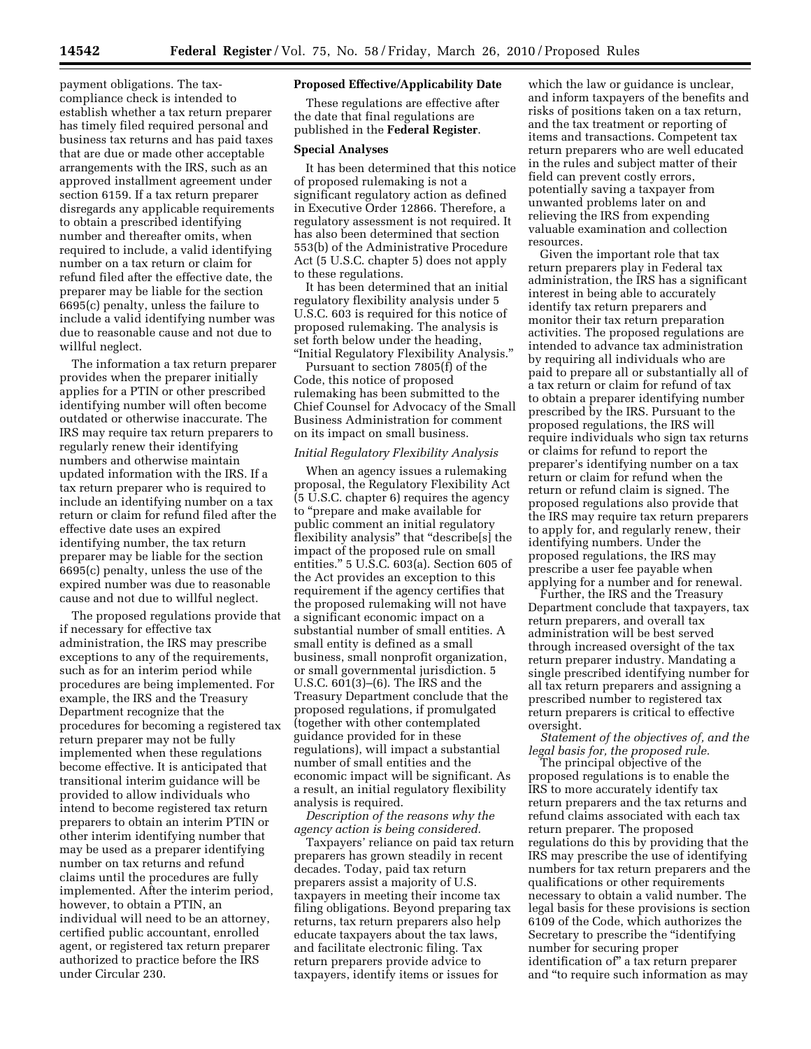payment obligations. The tax-compliance check is intended to establish whether a tax return preparer has timely filed required personal and business tax returns and has paid taxes that are due or made other acceptable arrangements with the IRS, such as an approved installment agreement under section 6159. If a tax return preparer disregards any applicable requirements to obtain a prescribed identifying number and thereafter omits, when required to include, a valid identifying number on a tax return or claim for refund filed after the effective date, the preparer may be liable for the section 6695(c) penalty, unless the failure to include a valid identifying number was due to reasonable cause and not due to willful neglect.

The information a tax return preparer provides when the preparer initially applies for a PTIN or other prescribed identifying number will often become outdated or otherwise inaccurate. The IRS may require tax return preparers to regularly renew their identifying numbers and otherwise maintain updated information with the IRS. If a tax return preparer who is required to include an identifying number on a tax return or claim for refund filed after the effective date uses an expired identifying number, the tax return preparer may be liable for the section 6695(c) penalty, unless the use of the expired number was due to reasonable cause and not due to willful neglect.

The proposed regulations provide that if necessary for effective tax administration, the IRS may prescribe exceptions to any of the requirements, such as for an interim period while procedures are being implemented. For example, the IRS and the Treasury Department recognize that the procedures for becoming a registered tax return preparer may not be fully implemented when these regulations become effective. It is anticipated that transitional interim guidance will be provided to allow individuals who intend to become registered tax return preparers to obtain an interim PTIN or other interim identifying number that may be used as a preparer identifying number on tax returns and refund claims until the procedures are fully implemented. After the interim period, however, to obtain a PTIN, an individual will need to be an attorney, certified public accountant, enrolled agent, or registered tax return preparer authorized to practice before the IRS under Circular 230.

**Proposed Effective/Applicability Date**

These regulations are effective after the date that final regulations are published in the **Federal Register**.

**Special Analyses**

It has been determined that this notice of proposed rulemaking is not a significant regulatory action as defined in Executive Order 12866. Therefore, a regulatory assessment is not required. It has also been determined that section 553(b) of the Administrative Procedure Act (5 U.S.C. chapter 5) does not apply to these regulations.

It has been determined that an initial regulatory flexibility analysis under 5 U.S.C. 603 is required for this notice of proposed rulemaking. The analysis is set forth below under the heading, "Initial Regulatory Flexibility Analysis."

Pursuant to section 7805(f) of the Code, this notice of proposed rulemaking has been submitted to the Chief Counsel for Advocacy of the Small Business Administration for comment on its impact on small business.

*Initial Regulatory Flexibility Analysis*

When an agency issues a rulemaking proposal, the Regulatory Flexibility Act (5 U.S.C. chapter 6) requires the agency to "prepare and make available for public comment an initial regulatory flexibility analysis" that "describe[s] the impact of the proposed rule on small entities." 5 U.S.C. 603(a). Section 605 of the Act provides an exception to this requirement if the agency certifies that the proposed rulemaking will not have a significant economic impact on a substantial number of small entities. A small entity is defined as a small business, small nonprofit organization, or small governmental jurisdiction. 5 U.S.C. 601(3)–(6). The IRS and the Treasury Department conclude that the proposed regulations, if promulgated (together with other contemplated guidance provided for in these regulations), will impact a substantial number of small entities and the economic impact will be significant. As a result, an initial regulatory flexibility analysis is required.

*Description of the reasons why the agency action is being considered.*

Taxpayers' reliance on paid tax return preparers has grown steadily in recent decades. Today, paid tax return preparers assist a majority of U.S. taxpayers in meeting their income tax filing obligations. Beyond preparing tax returns, tax return preparers also help educate taxpayers about the tax laws, and facilitate electronic filing. Tax return preparers provide advice to taxpayers, identify items or issues for which the law or guidance is unclear, and inform taxpayers of the benefits and risks of positions taken on a tax return, and the tax treatment or reporting of items and transactions. Competent tax return preparers who are well educated in the rules and subject matter of their field can prevent costly errors, potentially saving a taxpayer from unwanted problems later on and relieving the IRS from expending valuable examination and collection resources.

Given the important role that tax return preparers play in Federal tax administration, the IRS has a significant interest in being able to accurately identify tax return preparers and monitor their tax return preparation activities. The proposed regulations are intended to advance tax administration by requiring all individuals who are paid to prepare all or substantially all of a tax return or claim for refund of tax to obtain a preparer identifying number prescribed by the IRS. Pursuant to the proposed regulations, the IRS will require individuals who sign tax returns or claims for refund to report the preparer's identifying number on a tax return or claim for refund when the return or refund claim is signed. The proposed regulations also provide that the IRS may require tax return preparers to apply for, and regularly renew, their identifying numbers. Under the proposed regulations, the IRS may prescribe a user fee payable when applying for a number and for renewal.

Further, the IRS and the Treasury Department conclude that taxpayers, tax return preparers, and overall tax administration will be best served through increased oversight of the tax return preparer industry. Mandating a single prescribed identifying number for all tax return preparers and assigning a prescribed number to registered tax return preparers is critical to effective oversight.

*Statement of the objectives of, and the legal basis for, the proposed rule.*

The principal objective of the proposed regulations is to enable the IRS to more accurately identify tax return preparers and the tax returns and refund claims associated with each tax return preparer. The proposed regulations do this by providing that the IRS may prescribe the use of identifying numbers for tax return preparers and the qualifications or other requirements necessary to obtain a valid number. The legal basis for these provisions is section 6109 of the Code, which authorizes the Secretary to prescribe the "identifying number for securing proper identification of" a tax return preparer and "to require such information as may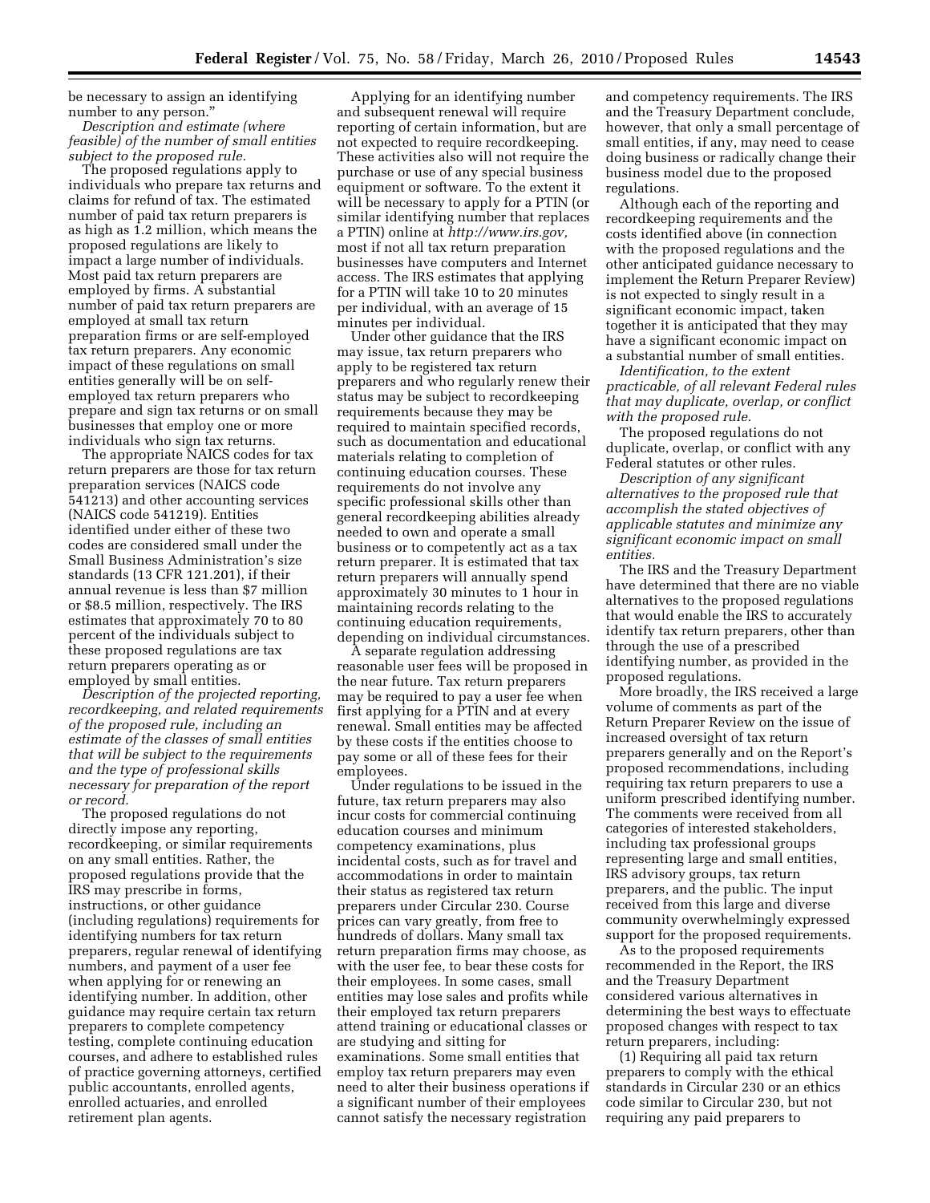be necessary to assign an identifying number to any person."

*Description and estimate (where feasible) of the number of small entities subject to the proposed rule.*

The proposed regulations apply to individuals who prepare tax returns and claims for refund of tax. The estimated number of paid tax return preparers is as high as 1.2 million, which means the proposed regulations are likely to impact a large number of individuals. Most paid tax return preparers are employed by firms. A substantial number of paid tax return preparers are employed at small tax return preparation firms or are self-employed tax return preparers. Any economic impact of these regulations on small entities generally will be on self-employed tax return preparers who prepare and sign tax returns or on small businesses that employ one or more individuals who sign tax returns.

The appropriate NAICS codes for tax return preparers are those for tax return preparation services (NAICS code 541213) and other accounting services (NAICS code 541219). Entities identified under either of these two codes are considered small under the Small Business Administration's size standards (13 CFR 121.201), if their annual revenue is less than $7 million or $8.5 million, respectively. The IRS estimates that approximately 70 to 80 percent of the individuals subject to these proposed regulations are tax return preparers operating as or employed by small entities.

*Description of the projected reporting, recordkeeping, and related requirements of the proposed rule, including an estimate of the classes of small entities that will be subject to the requirements and the type of professional skills necessary for preparation of the report or record.*

The proposed regulations do not directly impose any reporting, recordkeeping, or similar requirements on any small entities. Rather, the proposed regulations provide that the IRS may prescribe in forms, instructions, or other guidance (including regulations) requirements for identifying numbers for tax return preparers, regular renewal of identifying numbers, and payment of a user fee when applying for or renewing an identifying number. In addition, other guidance may require certain tax return preparers to complete competency testing, complete continuing education courses, and adhere to established rules of practice governing attorneys, certified public accountants, enrolled agents, enrolled actuaries, and enrolled retirement plan agents.

Applying for an identifying number and subsequent renewal will require reporting of certain information, but are not expected to require recordkeeping. These activities also will not require the purchase or use of any special business equipment or software. To the extent it will be necessary to apply for a PTIN (or similar identifying number that replaces a PTIN) online at *http://www.irs.gov,* most if not all tax return preparation businesses have computers and Internet access. The IRS estimates that applying for a PTIN will take 10 to 20 minutes per individual, with an average of 15 minutes per individual.

Under other guidance that the IRS may issue, tax return preparers who apply to be registered tax return preparers and who regularly renew their status may be subject to recordkeeping requirements because they may be required to maintain specified records, such as documentation and educational materials relating to completion of continuing education courses. These requirements do not involve any specific professional skills other than general recordkeeping abilities already needed to own and operate a small business or to competently act as a tax return preparer. It is estimated that tax return preparers will annually spend approximately 30 minutes to 1 hour in maintaining records relating to the continuing education requirements, depending on individual circumstances.

A separate regulation addressing reasonable user fees will be proposed in the near future. Tax return preparers may be required to pay a user fee when first applying for a PTIN and at every renewal. Small entities may be affected by these costs if the entities choose to pay some or all of these fees for their employees.

Under regulations to be issued in the future, tax return preparers may also incur costs for commercial continuing education courses and minimum competency examinations, plus incidental costs, such as for travel and accommodations in order to maintain their status as registered tax return preparers under Circular 230. Course prices can vary greatly, from free to hundreds of dollars. Many small tax return preparation firms may choose, as with the user fee, to bear these costs for their employees. In some cases, small entities may lose sales and profits while their employed tax return preparers attend training or educational classes or are studying and sitting for examinations. Some small entities that employ tax return preparers may even need to alter their business operations if a significant number of their employees cannot satisfy the necessary registration and competency requirements. The IRS and the Treasury Department conclude, however, that only a small percentage of small entities, if any, may need to cease doing business or radically change their business model due to the proposed regulations.

Although each of the reporting and recordkeeping requirements and the costs identified above (in connection with the proposed regulations and the other anticipated guidance necessary to implement the Return Preparer Review) is not expected to singly result in a significant economic impact, taken together it is anticipated that they may have a significant economic impact on a substantial number of small entities.

*Identification, to the extent practicable, of all relevant Federal rules that may duplicate, overlap, or conflict with the proposed rule.*

The proposed regulations do not duplicate, overlap, or conflict with any Federal statutes or other rules.

*Description of any significant alternatives to the proposed rule that accomplish the stated objectives of applicable statutes and minimize any significant economic impact on small entities.*

The IRS and the Treasury Department have determined that there are no viable alternatives to the proposed regulations that would enable the IRS to accurately identify tax return preparers, other than through the use of a prescribed identifying number, as provided in the proposed regulations.

More broadly, the IRS received a large volume of comments as part of the Return Preparer Review on the issue of increased oversight of tax return preparers generally and on the Report's proposed recommendations, including requiring tax return preparers to use a uniform prescribed identifying number. The comments were received from all categories of interested stakeholders, including tax professional groups representing large and small entities, IRS advisory groups, tax return preparers, and the public. The input received from this large and diverse community overwhelmingly expressed support for the proposed requirements.

As to the proposed requirements recommended in the Report, the IRS and the Treasury Department considered various alternatives in determining the best ways to effectuate proposed changes with respect to tax return preparers, including:

(1) Requiring all paid tax return preparers to comply with the ethical standards in Circular 230 or an ethics code similar to Circular 230, but not requiring any paid preparers to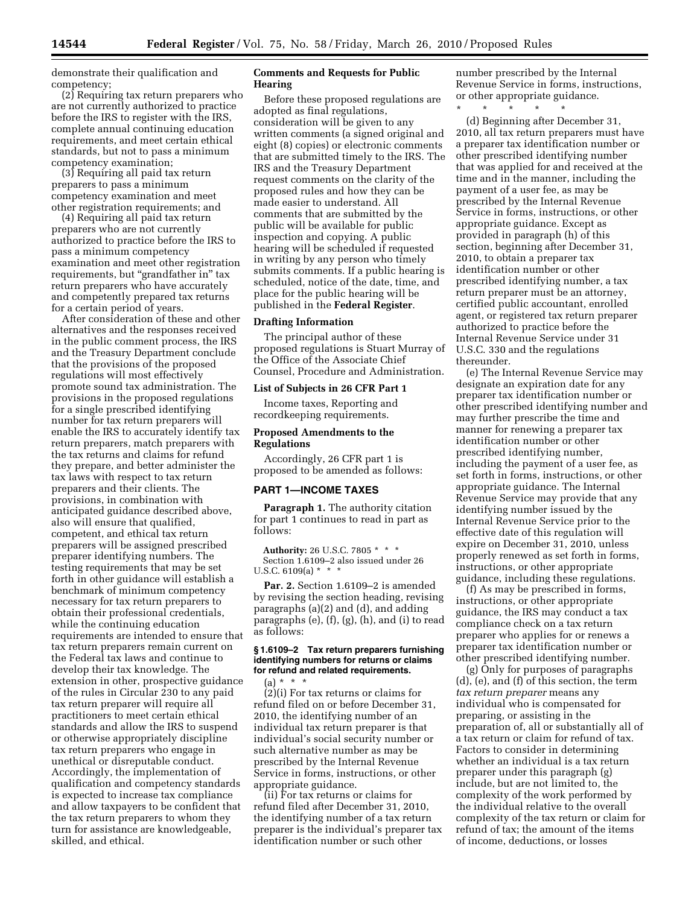demonstrate their qualification and competency;

(2) Requiring tax return preparers who are not currently authorized to practice before the IRS to register with the IRS, complete annual continuing education requirements, and meet certain ethical standards, but not to pass a minimum competency examination;

(3) Requiring all paid tax return preparers to pass a minimum competency examination and meet other registration requirements; and

(4) Requiring all paid tax return preparers who are not currently authorized to practice before the IRS to pass a minimum competency examination and meet other registration requirements, but "grandfather in" tax return preparers who have accurately and competently prepared tax returns for a certain period of years.

After consideration of these and other alternatives and the responses received in the public comment process, the IRS and the Treasury Department conclude that the provisions of the proposed regulations will most effectively promote sound tax administration. The provisions in the proposed regulations for a single prescribed identifying number for tax return preparers will enable the IRS to accurately identify tax return preparers, match preparers with the tax returns and claims for refund they prepare, and better administer the tax laws with respect to tax return preparers and their clients. The provisions, in combination with anticipated guidance described above, also will ensure that qualified, competent, and ethical tax return preparers will be assigned prescribed preparer identifying numbers. The testing requirements that may be set forth in other guidance will establish a benchmark of minimum competency necessary for tax return preparers to obtain their professional credentials, while the continuing education requirements are intended to ensure that tax return preparers remain current on the Federal tax laws and continue to develop their tax knowledge. The extension in other, prospective guidance of the rules in Circular 230 to any paid tax return preparer will require all practitioners to meet certain ethical standards and allow the IRS to suspend or otherwise appropriately discipline tax return preparers who engage in unethical or disreputable conduct. Accordingly, the implementation of qualification and competency standards is expected to increase tax compliance and allow taxpayers to be confident that the tax return preparers to whom they turn for assistance are knowledgeable, skilled, and ethical.

## Comments and Requests for Public Hearing

Before these proposed regulations are adopted as final regulations, consideration will be given to any written comments (a signed original and eight (8) copies) or electronic comments that are submitted timely to the IRS. The IRS and the Treasury Department request comments on the clarity of the proposed rules and how they can be made easier to understand. All comments that are submitted by the public will be available for public inspection and copying. A public hearing will be scheduled if requested in writing by any person who timely submits comments. If a public hearing is scheduled, notice of the date, time, and place for the public hearing will be published in the **Federal Register**.

## Drafting Information

The principal author of these proposed regulations is Stuart Murray of the Office of the Associate Chief Counsel, Procedure and Administration.

## List of Subjects in 26 CFR Part 1

Income taxes, Reporting and recordkeeping requirements.

## Proposed Amendments to the Regulations

Accordingly, 26 CFR part 1 is proposed to be amended as follows:

## PART 1—INCOME TAXES

**Paragraph 1.** The authority citation for part 1 continues to read in part as follows:

**Authority:** 26 U.S.C. 7805 * * *
Section 1.6109–2 also issued under 26 U.S.C. 6109(a) * * *

**Par. 2.** Section 1.6109–2 is amended by revising the section heading, revising paragraphs (a)(2) and (d), and adding paragraphs (e), (f), (g), (h), and (i) to read as follows:

### § 1.6109–2 Tax return preparers furnishing identifying numbers for returns or claims for refund and related requirements.

(a) * * *

(2)(i) For tax returns or claims for refund filed on or before December 31, 2010, the identifying number of an individual tax return preparer is that individual's social security number or such alternative number as may be prescribed by the Internal Revenue Service in forms, instructions, or other appropriate guidance.

(ii) For tax returns or claims for refund filed after December 31, 2010, the identifying number of a tax return preparer is the individual's preparer tax identification number or such other number prescribed by the Internal Revenue Service in forms, instructions, or other appropriate guidance.

\* \* \* \* \*

(d) Beginning after December 31, 2010, all tax return preparers must have a preparer tax identification number or other prescribed identifying number that was applied for and received at the time and in the manner, including the payment of a user fee, as may be prescribed by the Internal Revenue Service in forms, instructions, or other appropriate guidance. Except as provided in paragraph (h) of this section, beginning after December 31, 2010, to obtain a preparer tax identification number or other prescribed identifying number, a tax return preparer must be an attorney, certified public accountant, enrolled agent, or registered tax return preparer authorized to practice before the Internal Revenue Service under 31 U.S.C. 330 and the regulations thereunder.

(e) The Internal Revenue Service may designate an expiration date for any preparer tax identification number or other prescribed identifying number and may further prescribe the time and manner for renewing a preparer tax identification number or other prescribed identifying number, including the payment of a user fee, as set forth in forms, instructions, or other appropriate guidance. The Internal Revenue Service may provide that any identifying number issued by the Internal Revenue Service prior to the effective date of this regulation will expire on December 31, 2010, unless properly renewed as set forth in forms, instructions, or other appropriate guidance, including these regulations.

(f) As may be prescribed in forms, instructions, or other appropriate guidance, the IRS may conduct a tax compliance check on a tax return preparer who applies for or renews a preparer tax identification number or other prescribed identifying number.

(g) Only for purposes of paragraphs (d), (e), and (f) of this section, the term *tax return preparer* means any individual who is compensated for preparing, or assisting in the preparation of, all or substantially all of a tax return or claim for refund of tax. Factors to consider in determining whether an individual is a tax return preparer under this paragraph (g) include, but are not limited to, the complexity of the work performed by the individual relative to the overall complexity of the tax return or claim for refund of tax; the amount of the items of income, deductions, or losses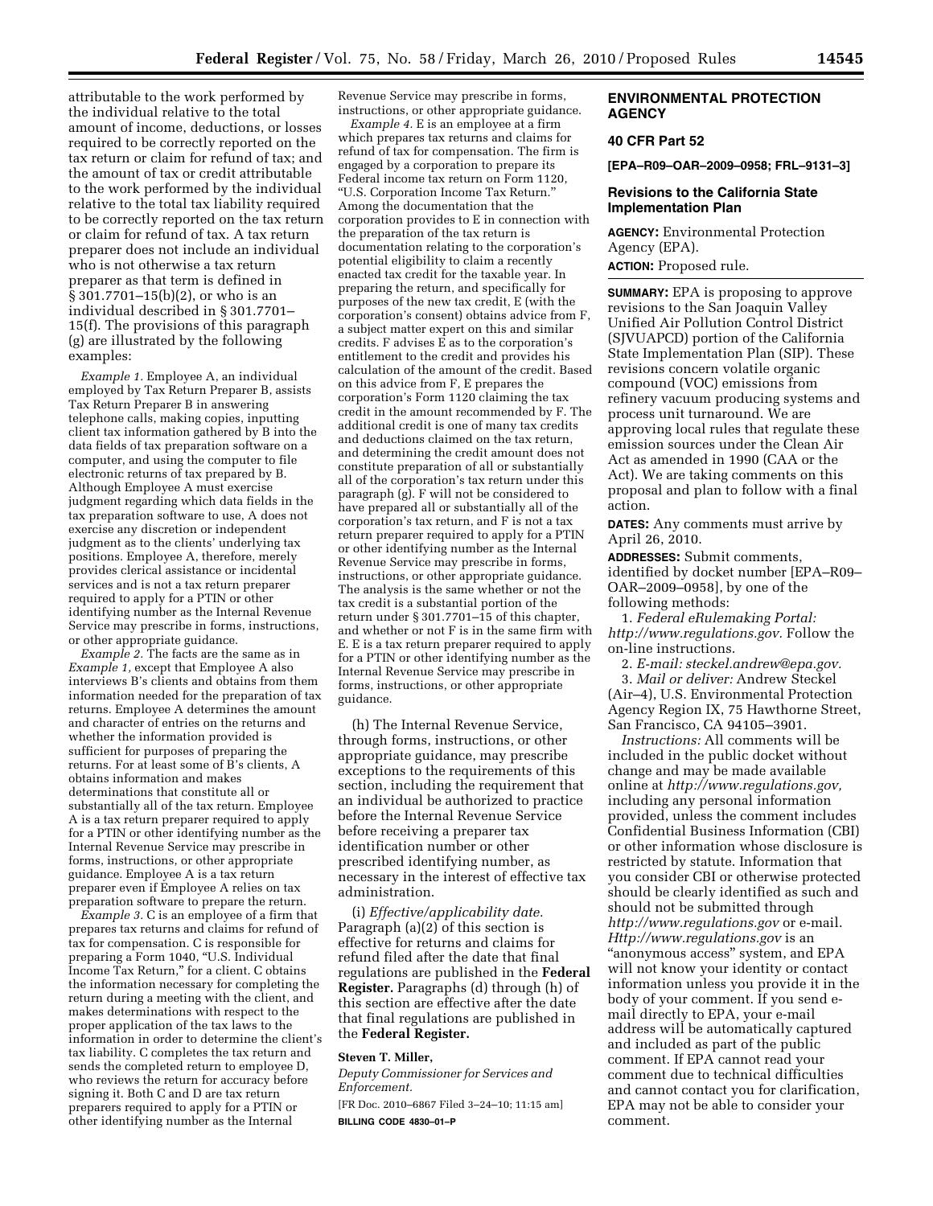attributable to the work performed by the individual relative to the total amount of income, deductions, or losses required to be correctly reported on the tax return or claim for refund of tax; and the amount of tax or credit attributable to the work performed by the individual relative to the total tax liability required to be correctly reported on the tax return or claim for refund of tax. A tax return preparer does not include an individual who is not otherwise a tax return preparer as that term is defined in § 301.7701–15(b)(2), or who is an individual described in § 301.7701–15(f). The provisions of this paragraph (g) are illustrated by the following examples:

*Example 1.* Employee A, an individual employed by Tax Return Preparer B, assists Tax Return Preparer B in answering telephone calls, making copies, inputting client tax information gathered by B into the data fields of tax preparation software on a computer, and using the computer to file electronic returns of tax prepared by B. Although Employee A must exercise judgment regarding which data fields in the tax preparation software to use, A does not exercise any discretion or independent judgment as to the clients' underlying tax positions. Employee A, therefore, merely provides clerical assistance or incidental services and is not a tax return preparer required to apply for a PTIN or other identifying number as the Internal Revenue Service may prescribe in forms, instructions, or other appropriate guidance.

*Example 2.* The facts are the same as in *Example 1,* except that Employee A also interviews B's clients and obtains from them information needed for the preparation of tax returns. Employee A determines the amount and character of entries on the returns and whether the information provided is sufficient for purposes of preparing the returns. For at least some of B's clients, A obtains information and makes determinations that constitute all or substantially all of the tax return. Employee A is a tax return preparer required to apply for a PTIN or other identifying number as the Internal Revenue Service may prescribe in forms, instructions, or other appropriate guidance. Employee A is a tax return preparer even if Employee A relies on tax preparation software to prepare the return.

*Example 3.* C is an employee of a firm that prepares tax returns and claims for refund of tax for compensation. C is responsible for preparing a Form 1040, "U.S. Individual Income Tax Return," for a client. C obtains the information necessary for completing the return during a meeting with the client, and makes determinations with respect to the proper application of the tax laws to the information in order to determine the client's tax liability. C completes the tax return and sends the completed return to employee D, who reviews the return for accuracy before signing it. Both C and D are tax return preparers required to apply for a PTIN or other identifying number as the Internal Revenue Service may prescribe in forms, instructions, or other appropriate guidance.

*Example 4.* E is an employee at a firm which prepares tax returns and claims for refund of tax for compensation. The firm is engaged by a corporation to prepare its Federal income tax return on Form 1120, "U.S. Corporation Income Tax Return." Among the documentation that the corporation provides to E in connection with the preparation of the tax return is documentation relating to the corporation's potential eligibility to claim a recently enacted tax credit for the taxable year. In preparing the return, and specifically for purposes of the new tax credit, E (with the corporation's consent) obtains advice from F, a subject matter expert on this and similar credits. F advises E as to the corporation's entitlement to the credit and provides his calculation of the amount of the credit. Based on this advice from F, E prepares the corporation's Form 1120 claiming the tax credit in the amount recommended by F. The additional credit is one of many tax credits and deductions claimed on the tax return, and determining the credit amount does not constitute preparation of all or substantially all of the corporation's tax return under this paragraph (g). F will not be considered to have prepared all or substantially all of the corporation's tax return, and F is not a tax return preparer required to apply for a PTIN or other identifying number as the Internal Revenue Service may prescribe in forms, instructions, or other appropriate guidance. The analysis is the same whether or not the tax credit is a substantial portion of the return under § 301.7701–15 of this chapter, and whether or not F is in the same firm with E. E is a tax return preparer required to apply for a PTIN or other identifying number as the Internal Revenue Service may prescribe in forms, instructions, or other appropriate guidance.

(h) The Internal Revenue Service, through forms, instructions, or other appropriate guidance, may prescribe exceptions to the requirements of this section, including the requirement that an individual be authorized to practice before the Internal Revenue Service before receiving a preparer tax identification number or other prescribed identifying number, as necessary in the interest of effective tax administration.

(i) *Effective/applicability date.* Paragraph (a)(2) of this section is effective for returns and claims for refund filed after the date that final regulations are published in the **Federal Register.** Paragraphs (d) through (h) of this section are effective after the date that final regulations are published in the **Federal Register.**

**Steven T. Miller,**

*Deputy Commissioner for Services and Enforcement.*

[FR Doc. 2010–6867 Filed 3–24–10; 11:15 am]

**BILLING CODE 4830–01–P**

## ENVIRONMENTAL PROTECTION AGENCY

### 40 CFR Part 52

**[EPA–R09–OAR–2009–0958; FRL–9131–3]**

### Revisions to the California State Implementation Plan

**AGENCY:** Environmental Protection Agency (EPA).

**ACTION:** Proposed rule.

**SUMMARY:** EPA is proposing to approve revisions to the San Joaquin Valley Unified Air Pollution Control District (SJVUAPCD) portion of the California State Implementation Plan (SIP). These revisions concern volatile organic compound (VOC) emissions from refinery vacuum producing systems and process unit turnaround. We are approving local rules that regulate these emission sources under the Clean Air Act as amended in 1990 (CAA or the Act). We are taking comments on this proposal and plan to follow with a final action.

**DATES:** Any comments must arrive by April 26, 2010.

**ADDRESSES:** Submit comments, identified by docket number [EPA–R09–OAR–2009–0958], by one of the following methods:

1. *Federal eRulemaking Portal: http://www.regulations.gov.* Follow the on-line instructions.

2. *E-mail: steckel.andrew@epa.gov.*

3. *Mail or deliver:* Andrew Steckel (Air–4), U.S. Environmental Protection Agency Region IX, 75 Hawthorne Street, San Francisco, CA 94105–3901.

*Instructions:* All comments will be included in the public docket without change and may be made available online at *http://www.regulations.gov,* including any personal information provided, unless the comment includes Confidential Business Information (CBI) or other information whose disclosure is restricted by statute. Information that you consider CBI or otherwise protected should be clearly identified as such and should not be submitted through *http://www.regulations.gov* or e-mail. *Http://www.regulations.gov* is an "anonymous access" system, and EPA will not know your identity or contact information unless you provide it in the body of your comment. If you send e-mail directly to EPA, your e-mail address will be automatically captured and included as part of the public comment. If EPA cannot read your comment due to technical difficulties and cannot contact you for clarification, EPA may not be able to consider your comment.